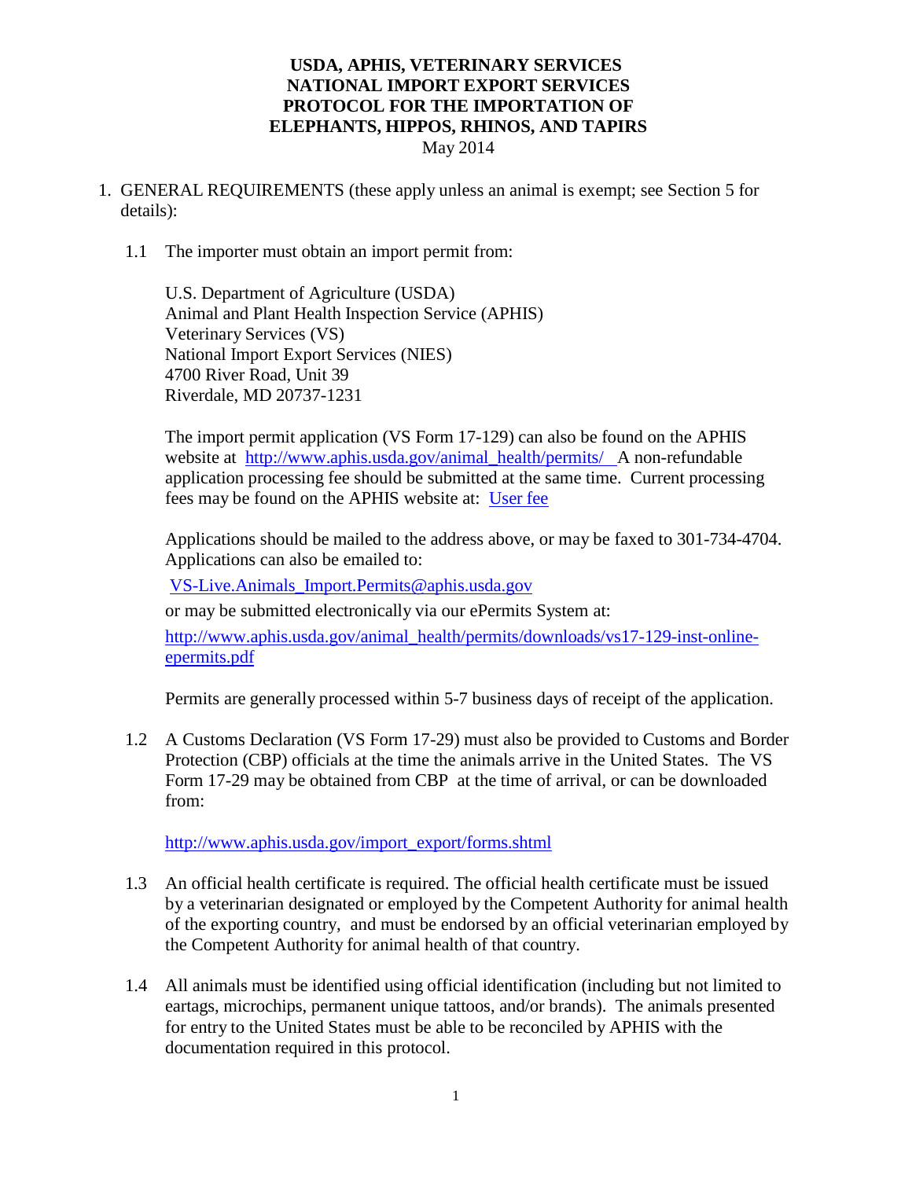# USDA, APHIS, VETERINARY SERVICES
# NATIONAL IMPORT EXPORT SERVICES
# PROTOCOL FOR THE IMPORTATION OF
# ELEPHANTS, HIPPOS, RHINOS, AND TAPIRS

May 2014

1. GENERAL REQUIREMENTS (these apply unless an animal is exempt; see Section 5 for details):

   1.1 The importer must obtain an import permit from:

   U.S. Department of Agriculture (USDA)
   Animal and Plant Health Inspection Service (APHIS)
   Veterinary Services (VS)
   National Import Export Services (NIES)
   4700 River Road, Unit 39
   Riverdale, MD 20737-1231

   The import permit application (VS Form 17-129) can also be found on the APHIS website at http://www.aphis.usda.gov/animal_health/permits/ A non-refundable application processing fee should be submitted at the same time. Current processing fees may be found on the APHIS website at: User fee

   Applications should be mailed to the address above, or may be faxed to 301-734-4704. Applications can also be emailed to:

   VS-Live.Animals_Import.Permits@aphis.usda.gov

   or may be submitted electronically via our ePermits System at:

   http://www.aphis.usda.gov/animal_health/permits/downloads/vs17-129-inst-online-epermits.pdf

   Permits are generally processed within 5-7 business days of receipt of the application.

   1.2 A Customs Declaration (VS Form 17-29) must also be provided to Customs and Border Protection (CBP) officials at the time the animals arrive in the United States. The VS Form 17-29 may be obtained from CBP at the time of arrival, or can be downloaded from:

   http://www.aphis.usda.gov/import_export/forms.shtml

   1.3 An official health certificate is required. The official health certificate must be issued by a veterinarian designated or employed by the Competent Authority for animal health of the exporting country, and must be endorsed by an official veterinarian employed by the Competent Authority for animal health of that country.

   1.4 All animals must be identified using official identification (including but not limited to eartags, microchips, permanent unique tattoos, and/or brands). The animals presented for entry to the United States must be able to be reconciled by APHIS with the documentation required in this protocol.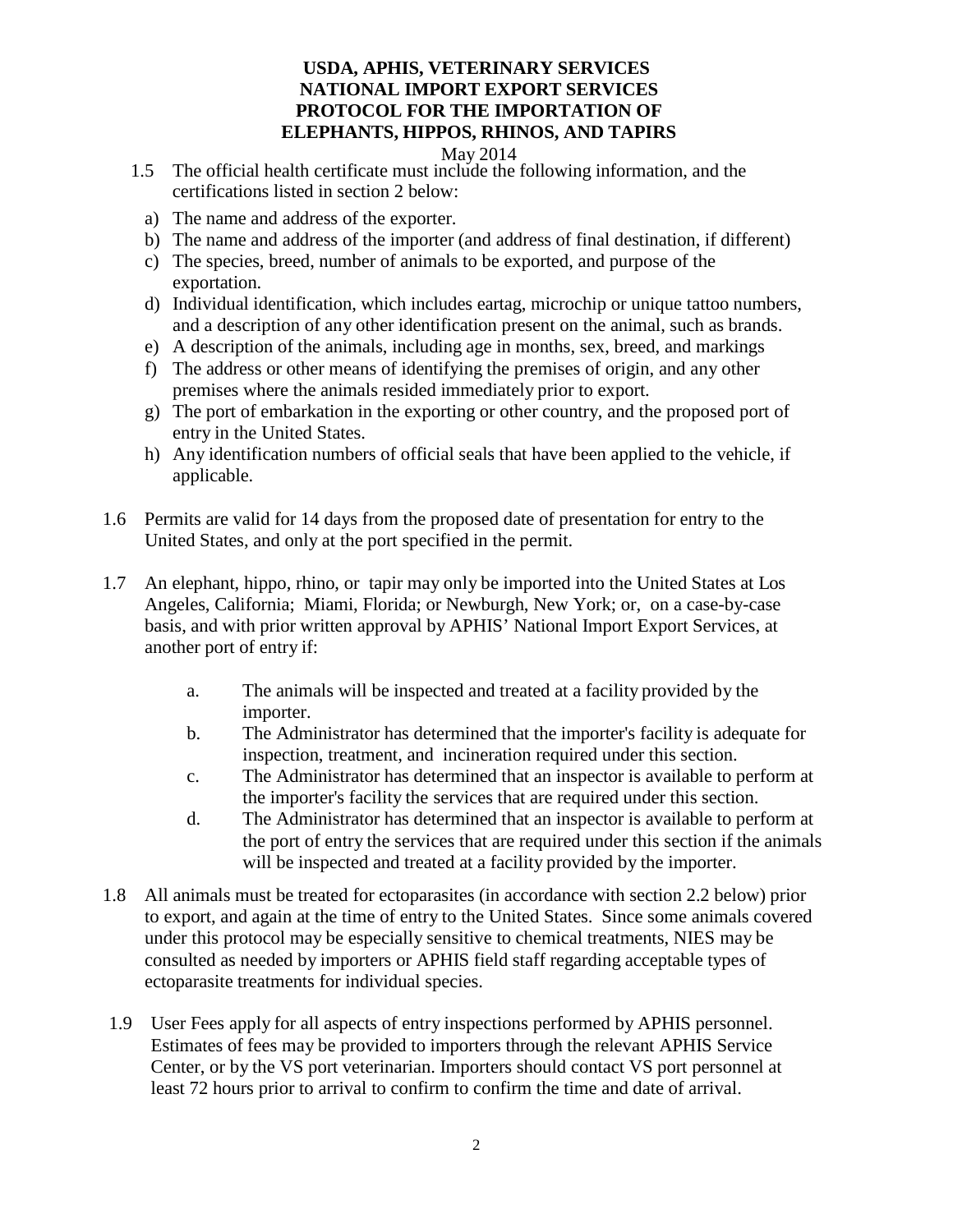1.5 The official health certificate must include the following information, and the certifications listed in section 2 below:

a) The name and address of the exporter.
b) The name and address of the importer (and address of final destination, if different)
c) The species, breed, number of animals to be exported, and purpose of the exportation.
d) Individual identification, which includes eartag, microchip or unique tattoo numbers, and a description of any other identification present on the animal, such as brands.
e) A description of the animals, including age in months, sex, breed, and markings
f) The address or other means of identifying the premises of origin, and any other premises where the animals resided immediately prior to export.
g) The port of embarkation in the exporting or other country, and the proposed port of entry in the United States.
h) Any identification numbers of official seals that have been applied to the vehicle, if applicable.

1.6 Permits are valid for 14 days from the proposed date of presentation for entry to the United States, and only at the port specified in the permit.

1.7 An elephant, hippo, rhino, or tapir may only be imported into the United States at Los Angeles, California; Miami, Florida; or Newburgh, New York; or, on a case-by-case basis, and with prior written approval by APHIS' National Import Export Services, at another port of entry if:

a. The animals will be inspected and treated at a facility provided by the importer.
b. The Administrator has determined that the importer's facility is adequate for inspection, treatment, and incineration required under this section.
c. The Administrator has determined that an inspector is available to perform at the importer's facility the services that are required under this section.
d. The Administrator has determined that an inspector is available to perform at the port of entry the services that are required under this section if the animals will be inspected and treated at a facility provided by the importer.

1.8 All animals must be treated for ectoparasites (in accordance with section 2.2 below) prior to export, and again at the time of entry to the United States. Since some animals covered under this protocol may be especially sensitive to chemical treatments, NIES may be consulted as needed by importers or APHIS field staff regarding acceptable types of ectoparasite treatments for individual species.

1.9 User Fees apply for all aspects of entry inspections performed by APHIS personnel. Estimates of fees may be provided to importers through the relevant APHIS Service Center, or by the VS port veterinarian. Importers should contact VS port personnel at least 72 hours prior to arrival to confirm to confirm the time and date of arrival.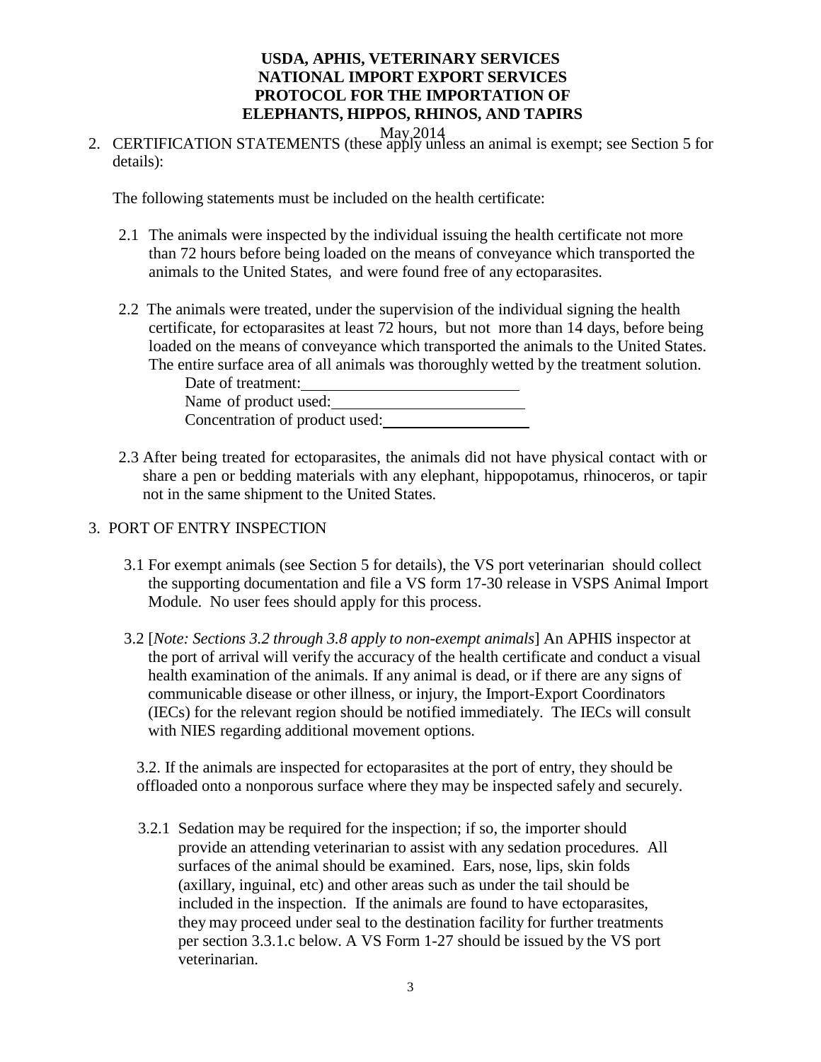2. CERTIFICATION STATEMENTS (these apply unless an animal is exempt; see Section 5 for details):

   The following statements must be included on the health certificate:

   2.1 The animals were inspected by the individual issuing the health certificate not more than 72 hours before being loaded on the means of conveyance which transported the animals to the United States, and were found free of any ectoparasites.

   2.2 The animals were treated, under the supervision of the individual signing the health certificate, for ectoparasites at least 72 hours, but not more than 14 days, before being loaded on the means of conveyance which transported the animals to the United States. The entire surface area of all animals was thoroughly wetted by the treatment solution.

   Date of treatment:\_\_\_\_\_\_\_\_\_\_\_\_\_\_\_\_\_\_\_\_\_\_\_\_\_\_\_\_

   Name of product used:\_\_\_\_\_\_\_\_\_\_\_\_\_\_\_\_\_\_\_\_\_\_\_\_\_

   Concentration of product used:\_\_\_\_\_\_\_\_\_\_\_\_\_\_\_\_\_\_\_

   2.3 After being treated for ectoparasites, the animals did not have physical contact with or share a pen or bedding materials with any elephant, hippopotamus, rhinoceros, or tapir not in the same shipment to the United States.

3. PORT OF ENTRY INSPECTION

   3.1 For exempt animals (see Section 5 for details), the VS port veterinarian should collect the supporting documentation and file a VS form 17-30 release in VSPS Animal Import Module. No user fees should apply for this process.

   3.2 [*Note: Sections 3.2 through 3.8 apply to non-exempt animals*] An APHIS inspector at the port of arrival will verify the accuracy of the health certificate and conduct a visual health examination of the animals. If any animal is dead, or if there are any signs of communicable disease or other illness, or injury, the Import-Export Coordinators (IECs) for the relevant region should be notified immediately. The IECs will consult with NIES regarding additional movement options.

   3.2. If the animals are inspected for ectoparasites at the port of entry, they should be offloaded onto a nonporous surface where they may be inspected safely and securely.

   3.2.1 Sedation may be required for the inspection; if so, the importer should provide an attending veterinarian to assist with any sedation procedures. All surfaces of the animal should be examined. Ears, nose, lips, skin folds (axillary, inguinal, etc) and other areas such as under the tail should be included in the inspection. If the animals are found to have ectoparasites, they may proceed under seal to the destination facility for further treatments per section 3.3.1.c below. A VS Form 1-27 should be issued by the VS port veterinarian.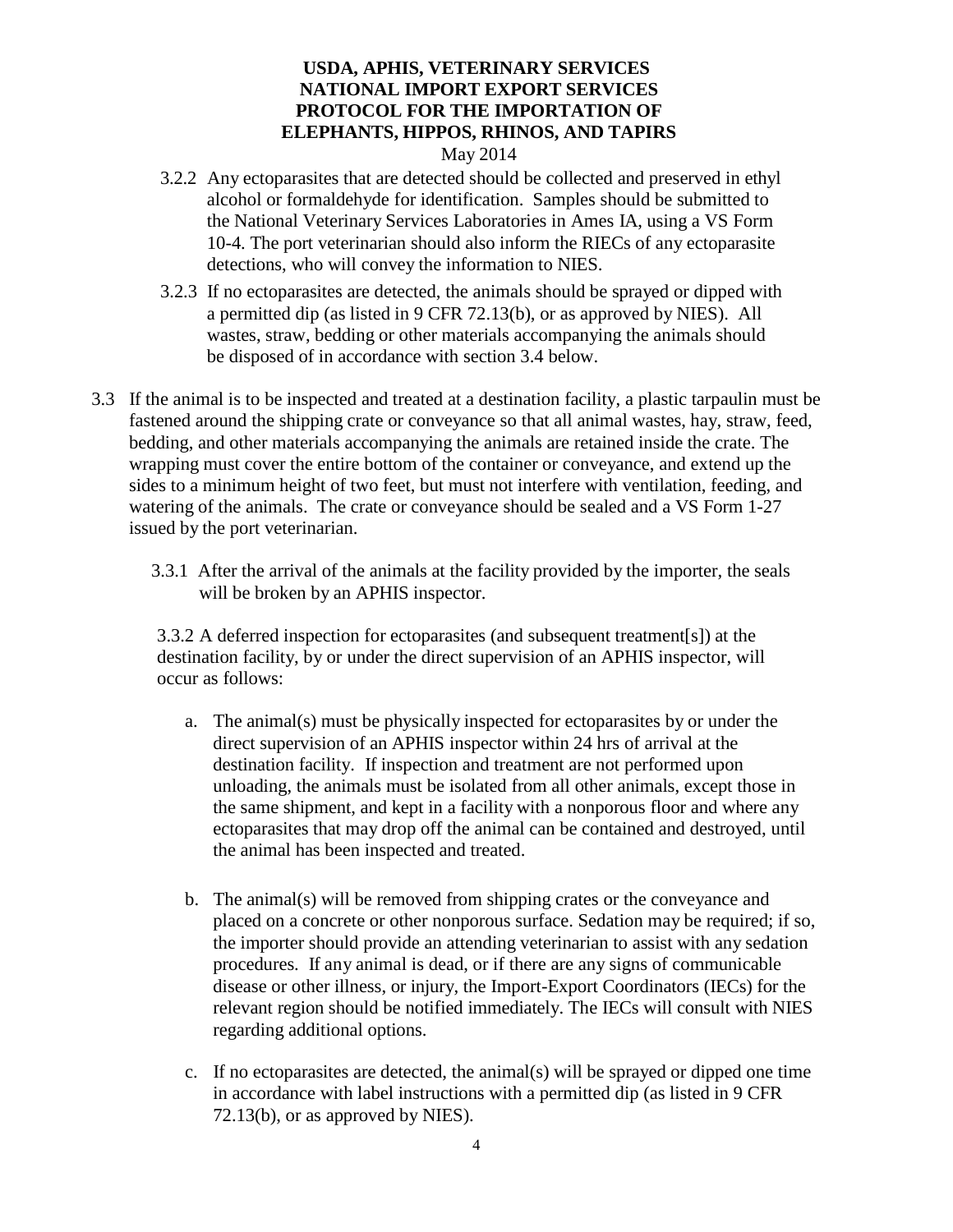3.2.2 Any ectoparasites that are detected should be collected and preserved in ethyl alcohol or formaldehyde for identification. Samples should be submitted to the National Veterinary Services Laboratories in Ames IA, using a VS Form 10-4. The port veterinarian should also inform the RIECs of any ectoparasite detections, who will convey the information to NIES.

3.2.3 If no ectoparasites are detected, the animals should be sprayed or dipped with a permitted dip (as listed in 9 CFR 72.13(b), or as approved by NIES). All wastes, straw, bedding or other materials accompanying the animals should be disposed of in accordance with section 3.4 below.

3.3 If the animal is to be inspected and treated at a destination facility, a plastic tarpaulin must be fastened around the shipping crate or conveyance so that all animal wastes, hay, straw, feed, bedding, and other materials accompanying the animals are retained inside the crate. The wrapping must cover the entire bottom of the container or conveyance, and extend up the sides to a minimum height of two feet, but must not interfere with ventilation, feeding, and watering of the animals. The crate or conveyance should be sealed and a VS Form 1-27 issued by the port veterinarian.

3.3.1 After the arrival of the animals at the facility provided by the importer, the seals will be broken by an APHIS inspector.

3.3.2 A deferred inspection for ectoparasites (and subsequent treatment[s]) at the destination facility, by or under the direct supervision of an APHIS inspector, will occur as follows:

a. The animal(s) must be physically inspected for ectoparasites by or under the direct supervision of an APHIS inspector within 24 hrs of arrival at the destination facility. If inspection and treatment are not performed upon unloading, the animals must be isolated from all other animals, except those in the same shipment, and kept in a facility with a nonporous floor and where any ectoparasites that may drop off the animal can be contained and destroyed, until the animal has been inspected and treated.

b. The animal(s) will be removed from shipping crates or the conveyance and placed on a concrete or other nonporous surface. Sedation may be required; if so, the importer should provide an attending veterinarian to assist with any sedation procedures. If any animal is dead, or if there are any signs of communicable disease or other illness, or injury, the Import-Export Coordinators (IECs) for the relevant region should be notified immediately. The IECs will consult with NIES regarding additional options.

c. If no ectoparasites are detected, the animal(s) will be sprayed or dipped one time in accordance with label instructions with a permitted dip (as listed in 9 CFR 72.13(b), or as approved by NIES).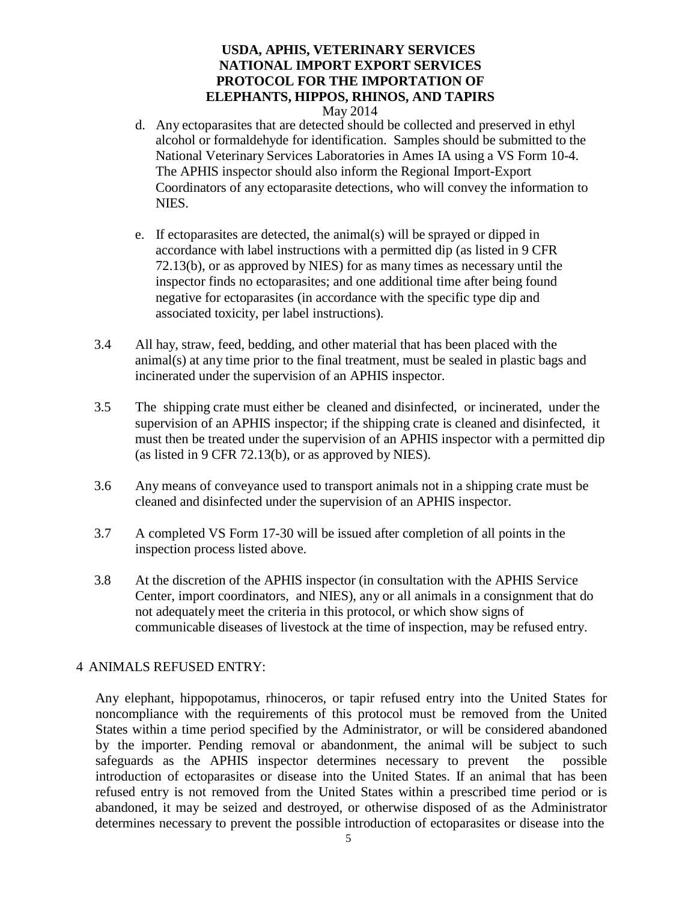d. Any ectoparasites that are detected should be collected and preserved in ethyl alcohol or formaldehyde for identification. Samples should be submitted to the National Veterinary Services Laboratories in Ames IA using a VS Form 10-4. The APHIS inspector should also inform the Regional Import-Export Coordinators of any ectoparasite detections, who will convey the information to NIES.

e. If ectoparasites are detected, the animal(s) will be sprayed or dipped in accordance with label instructions with a permitted dip (as listed in 9 CFR 72.13(b), or as approved by NIES) for as many times as necessary until the inspector finds no ectoparasites; and one additional time after being found negative for ectoparasites (in accordance with the specific type dip and associated toxicity, per label instructions).

3.4 All hay, straw, feed, bedding, and other material that has been placed with the animal(s) at any time prior to the final treatment, must be sealed in plastic bags and incinerated under the supervision of an APHIS inspector.

3.5 The shipping crate must either be cleaned and disinfected, or incinerated, under the supervision of an APHIS inspector; if the shipping crate is cleaned and disinfected, it must then be treated under the supervision of an APHIS inspector with a permitted dip (as listed in 9 CFR 72.13(b), or as approved by NIES).

3.6 Any means of conveyance used to transport animals not in a shipping crate must be cleaned and disinfected under the supervision of an APHIS inspector.

3.7 A completed VS Form 17-30 will be issued after completion of all points in the inspection process listed above.

3.8 At the discretion of the APHIS inspector (in consultation with the APHIS Service Center, import coordinators, and NIES), any or all animals in a consignment that do not adequately meet the criteria in this protocol, or which show signs of communicable diseases of livestock at the time of inspection, may be refused entry.

## 4 ANIMALS REFUSED ENTRY:

Any elephant, hippopotamus, rhinoceros, or tapir refused entry into the United States for noncompliance with the requirements of this protocol must be removed from the United States within a time period specified by the Administrator, or will be considered abandoned by the importer. Pending removal or abandonment, the animal will be subject to such safeguards as the APHIS inspector determines necessary to prevent the possible introduction of ectoparasites or disease into the United States. If an animal that has been refused entry is not removed from the United States within a prescribed time period or is abandoned, it may be seized and destroyed, or otherwise disposed of as the Administrator determines necessary to prevent the possible introduction of ectoparasites or disease into the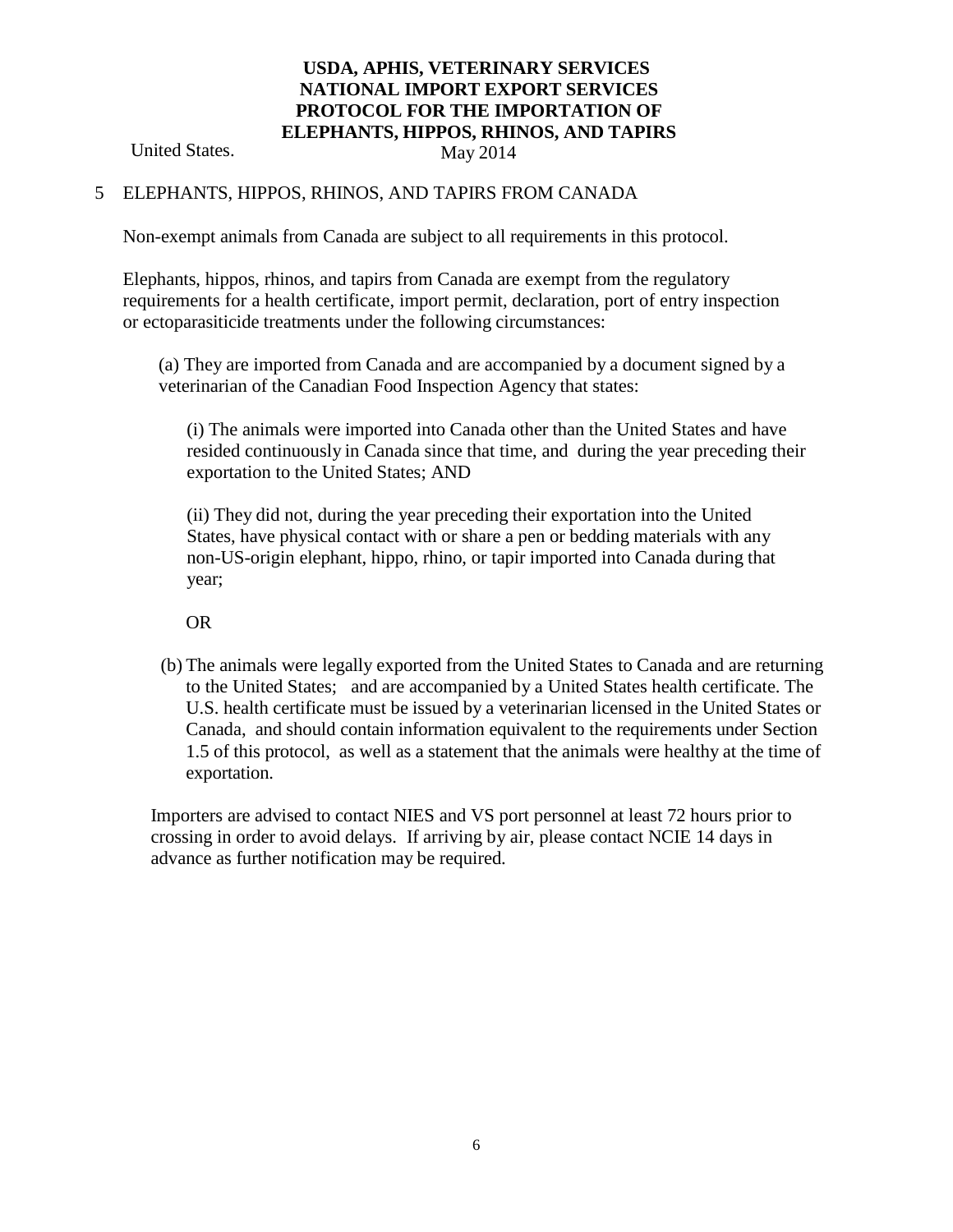United States.

## 5 ELEPHANTS, HIPPOS, RHINOS, AND TAPIRS FROM CANADA

Non-exempt animals from Canada are subject to all requirements in this protocol.

Elephants, hippos, rhinos, and tapirs from Canada are exempt from the regulatory requirements for a health certificate, import permit, declaration, port of entry inspection or ectoparasiticide treatments under the following circumstances:

(a) They are imported from Canada and are accompanied by a document signed by a veterinarian of the Canadian Food Inspection Agency that states:

(i) The animals were imported into Canada other than the United States and have resided continuously in Canada since that time, and during the year preceding their exportation to the United States; AND

(ii) They did not, during the year preceding their exportation into the United States, have physical contact with or share a pen or bedding materials with any non-US-origin elephant, hippo, rhino, or tapir imported into Canada during that year;

OR

(b) The animals were legally exported from the United States to Canada and are returning to the United States; and are accompanied by a United States health certificate. The U.S. health certificate must be issued by a veterinarian licensed in the United States or Canada, and should contain information equivalent to the requirements under Section 1.5 of this protocol, as well as a statement that the animals were healthy at the time of exportation.

Importers are advised to contact NIES and VS port personnel at least 72 hours prior to crossing in order to avoid delays. If arriving by air, please contact NCIE 14 days in advance as further notification may be required.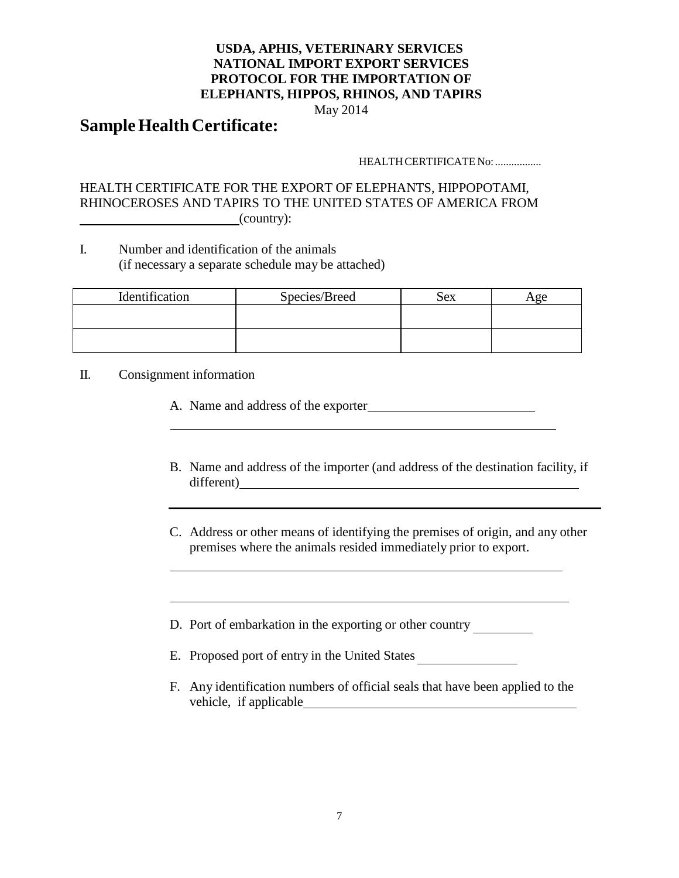**USDA, APHIS, VETERINARY SERVICES**
**NATIONAL IMPORT EXPORT SERVICES**
**PROTOCOL FOR THE IMPORTATION OF**
**ELEPHANTS, HIPPOS, RHINOS, AND TAPIRS**
May 2014

# Sample Health Certificate:

HEALTH CERTIFICATE No: .................

HEALTH CERTIFICATE FOR THE EXPORT OF ELEPHANTS, HIPPOPOTAMI, RHINOCEROSES AND TAPIRS TO THE UNITED STATES OF AMERICA FROM ________________________(country):

I. Number and identification of the animals
(if necessary a separate schedule may be attached)

| Identification | Species/Breed | Sex | Age |
|---|---|---|---|
| | | | |
| | | | |

II. Consignment information

A. Name and address of the exporter_________________________

____________________________________________________________

B. Name and address of the importer (and address of the destination facility, if different)_____________________________________________________

____________________________________________________________

C. Address or other means of identifying the premises of origin, and any other premises where the animals resided immediately prior to export.

____________________________________________________________

____________________________________________________________

D. Port of embarkation in the exporting or other country _________

E. Proposed port of entry in the United States _______________

F. Any identification numbers of official seals that have been applied to the vehicle, if applicable_________________________________________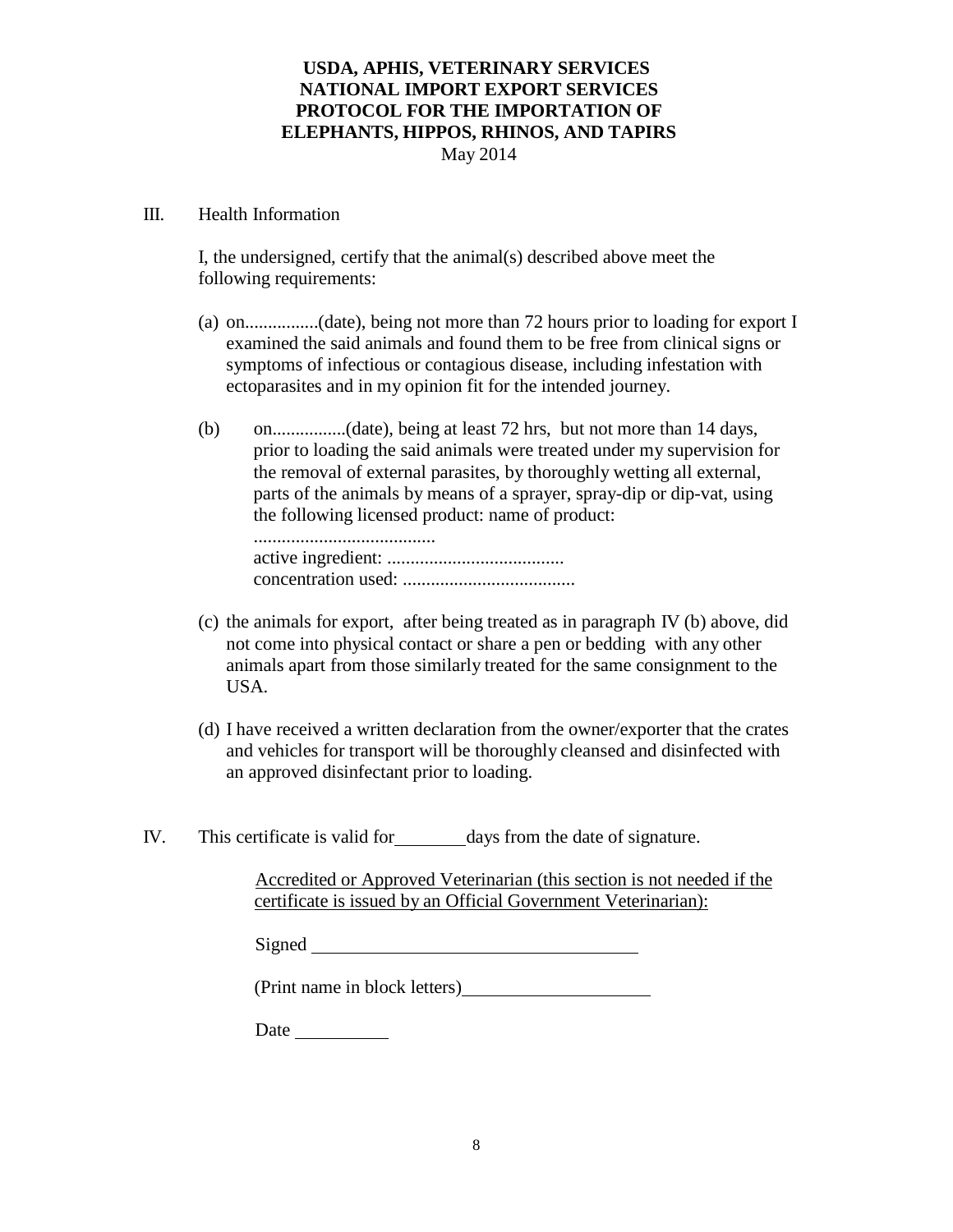**USDA, APHIS, VETERINARY SERVICES**
**NATIONAL IMPORT EXPORT SERVICES**
**PROTOCOL FOR THE IMPORTATION OF**
**ELEPHANTS, HIPPOS, RHINOS, AND TAPIRS**
May 2014

III. Health Information

I, the undersigned, certify that the animal(s) described above meet the following requirements:

(a) on................(date), being not more than 72 hours prior to loading for export I examined the said animals and found them to be free from clinical signs or symptoms of infectious or contagious disease, including infestation with ectoparasites and in my opinion fit for the intended journey.

(b) on................(date), being at least 72 hrs, but not more than 14 days, prior to loading the said animals were treated under my supervision for the removal of external parasites, by thoroughly wetting all external, parts of the animals by means of a sprayer, spray-dip or dip-vat, using the following licensed product: name of product:
.......................................
active ingredient: ......................................
concentration used: .....................................

(c) the animals for export, after being treated as in paragraph IV (b) above, did not come into physical contact or share a pen or bedding with any other animals apart from those similarly treated for the same consignment to the USA.

(d) I have received a written declaration from the owner/exporter that the crates and vehicles for transport will be thoroughly cleansed and disinfected with an approved disinfectant prior to loading.

IV. This certificate is valid for ________ days from the date of signature.

Accredited or Approved Veterinarian (this section is not needed if the certificate is issued by an Official Government Veterinarian):

Signed ____________________________________

(Print name in block letters)____________________

Date __________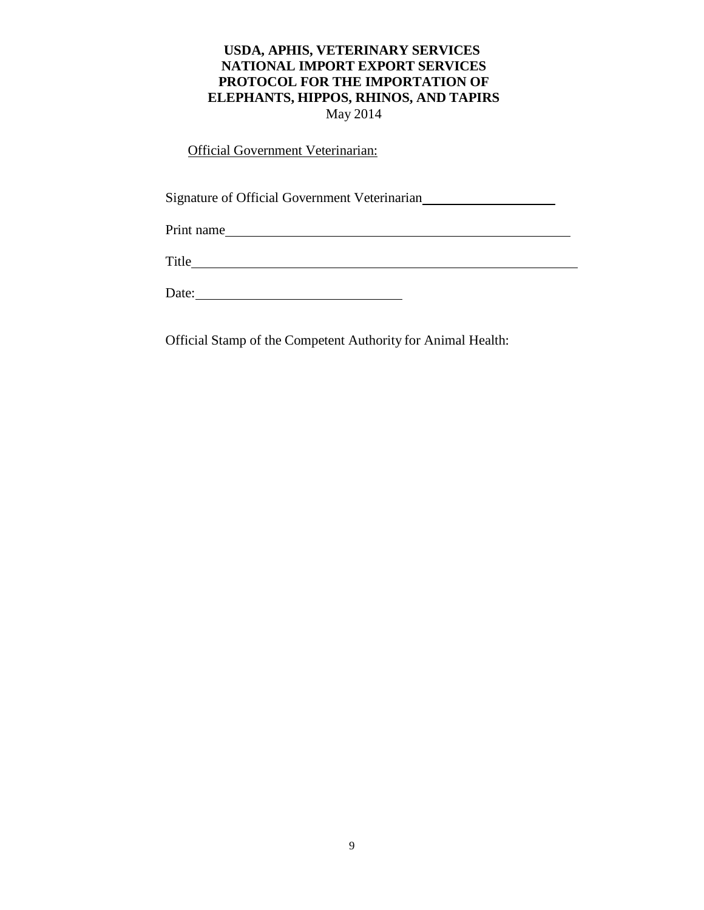**USDA, APHIS, VETERINARY SERVICES**
**NATIONAL IMPORT EXPORT SERVICES**
**PROTOCOL FOR THE IMPORTATION OF**
**ELEPHANTS, HIPPOS, RHINOS, AND TAPIRS**
May 2014

Official Government Veterinarian:

Signature of Official Government Veterinarian\_\_\_\_\_\_\_\_\_\_\_\_\_\_\_\_\_\_\_\_

Print name\_\_\_\_\_\_\_\_\_\_\_\_\_\_\_\_\_\_\_\_\_\_\_\_\_\_\_\_\_\_\_\_\_\_\_\_\_\_\_\_\_\_\_\_\_\_\_\_

Title\_\_\_\_\_\_\_\_\_\_\_\_\_\_\_\_\_\_\_\_\_\_\_\_\_\_\_\_\_\_\_\_\_\_\_\_\_\_\_\_\_\_\_\_\_\_\_\_\_\_\_\_\_

Date:\_\_\_\_\_\_\_\_\_\_\_\_\_\_\_\_\_\_\_\_\_\_\_\_\_\_\_\_\_\_

Official Stamp of the Competent Authority for Animal Health: